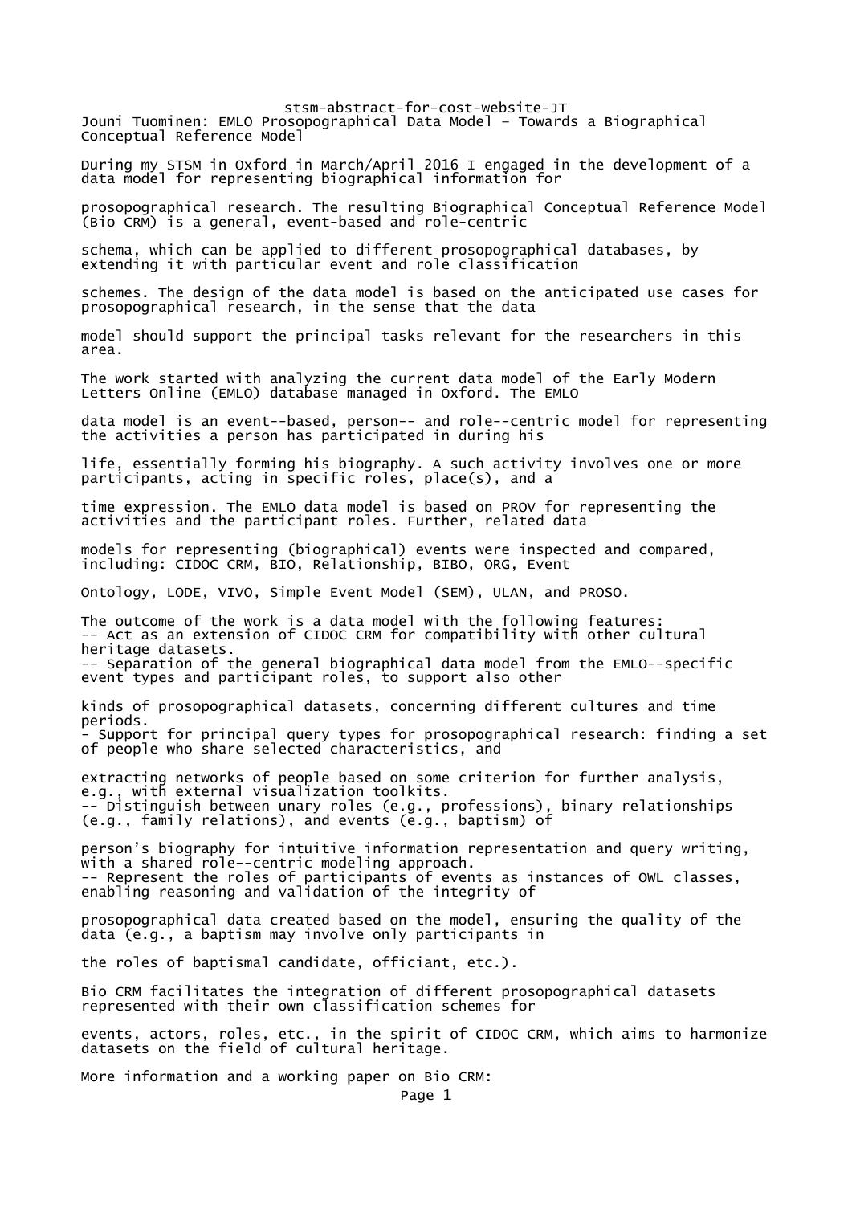stsm-abstract-for-cost-website-JT

Jouni Tuominen: EMLO Prosopographical Data Model – Towards a Biographical Conceptual Reference Model

During my STSM in Oxford in March/April 2016 I engaged in the development of a data model for representing biographical information for prosopographical research. The resulting Biographical Conceptual Reference Model (Bio CRM) is a general, event-based and role-centric schema, which can be applied to different prosopographical databases, by extending it with particular event and role classification schemes. The design of the data model is based on the anticipated use cases for prosopographical research, in the sense that the data model should support the principal tasks relevant for the researchers in this area.

The work started with analyzing the current data model of the Early Modern Letters Online (EMLO) database managed in Oxford. The EMLO data model is an event--based, person-- and role--centric model for representing the activities a person has participated in during his life, essentially forming his biography. A such activity involves one or more participants, acting in specific roles, place(s), and a time expression. The EMLO data model is based on PROV for representing the activities and the participant roles. Further, related data models for representing (biographical) events were inspected and compared, including: CIDOC CRM, BIO, Relationship, BIBO, ORG, Event Ontology, LODE, VIVO, Simple Event Model (SEM), ULAN, and PROSO.

The outcome of the work is a data model with the following features:
-- Act as an extension of CIDOC CRM for compatibility with other cultural heritage datasets.
-- Separation of the general biographical data model from the EMLO--specific event types and participant roles, to support also other kinds of prosopographical datasets, concerning different cultures and time periods.
- Support for principal query types for prosopographical research: finding a set of people who share selected characteristics, and extracting networks of people based on some criterion for further analysis, e.g., with external visualization toolkits.
-- Distinguish between unary roles (e.g., professions), binary relationships (e.g., family relations), and events (e.g., baptism) of person's biography for intuitive information representation and query writing, with a shared role--centric modeling approach.
-- Represent the roles of participants of events as instances of OWL classes, enabling reasoning and validation of the integrity of prosopographical data created based on the model, ensuring the quality of the data (e.g., a baptism may involve only participants in the roles of baptismal candidate, officiant, etc.).

Bio CRM facilitates the integration of different prosopographical datasets represented with their own classification schemes for events, actors, roles, etc., in the spirit of CIDOC CRM, which aims to harmonize datasets on the field of cultural heritage.

More information and a working paper on Bio CRM: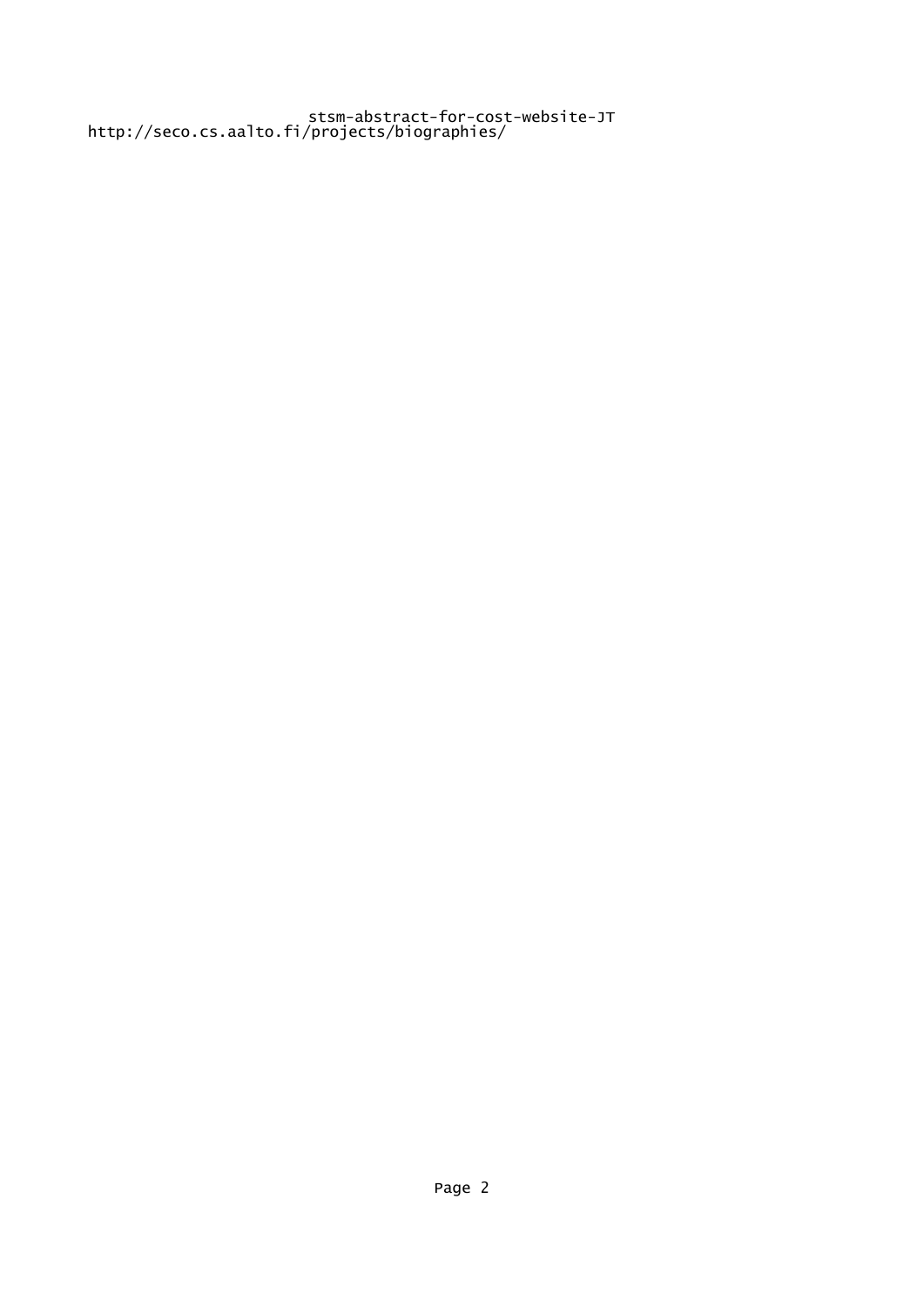http://seco.cs.aalto.fi/projects/biographies/